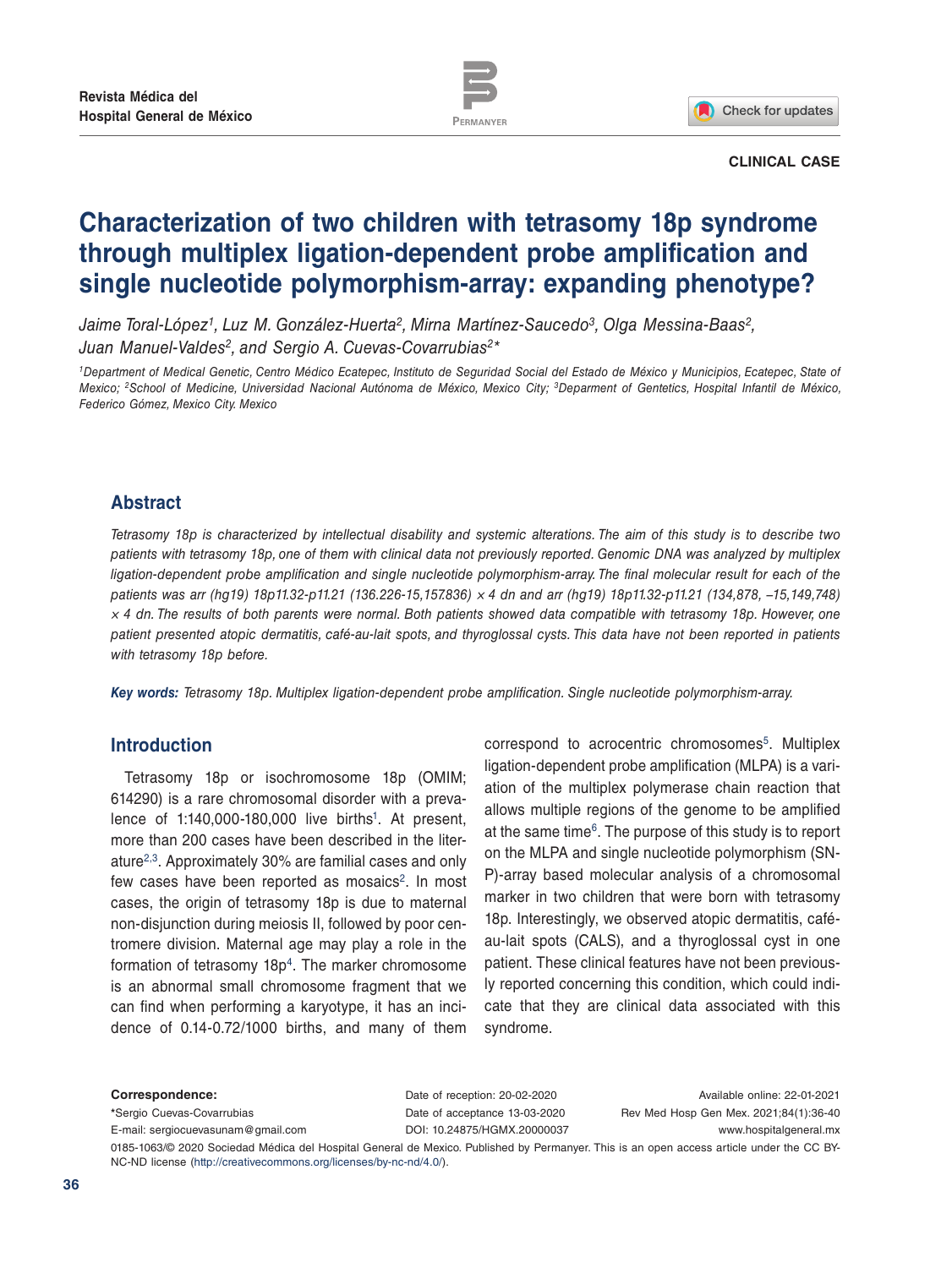CLINICAL CASE

# Characterization of two children with tetrasomy 18p syndrome through multiplex ligation-dependent probe amplification and single nucleotide polymorphism-array: expanding phenotype?

*Jaime Toral-López[1], Luz M. González-Huerta[2], Mirna Martínez-Saucedo[3], Olga Messina-Baas[2], Juan Manuel-Valdes[2], and Sergio A. Cuevas-Covarrubias[2]**

*[1]Department of Medical Genetic, Centro Médico Ecatepec, Instituto de Seguridad Social del Estado de México y Municipios, Ecatepec, State of Mexico; [2]School of Medicine, Universidad Nacional Autónoma de México, Mexico City; [3]Deparment of Gentetics, Hospital Infantil de México, Federico Gómez, Mexico City. Mexico*

## Abstract

*Tetrasomy 18p is characterized by intellectual disability and systemic alterations. The aim of this study is to describe two patients with tetrasomy 18p, one of them with clinical data not previously reported. Genomic DNA was analyzed by multiplex ligation-dependent probe amplification and single nucleotide polymorphism-array. The final molecular result for each of the patients was arr (hg19) 18p11.32-p11.21 (136.226-15,157.836) × 4 dn and arr (hg19) 18p11.32-p11.21 (134,878, –15,149,748) × 4 dn. The results of both parents were normal. Both patients showed data compatible with tetrasomy 18p. However, one patient presented atopic dermatitis, café-au-lait spots, and thyroglossal cysts. This data have not been reported in patients with tetrasomy 18p before.*

***Key words:** Tetrasomy 18p. Multiplex ligation-dependent probe amplification. Single nucleotide polymorphism-array.*

## Introduction

Tetrasomy 18p or isochromosome 18p (OMIM; 614290) is a rare chromosomal disorder with a prevalence of 1:140,000-180,000 live births[1]. At present, more than 200 cases have been described in the literature[2,3]. Approximately 30% are familial cases and only few cases have been reported as mosaics[2]. In most cases, the origin of tetrasomy 18p is due to maternal non-disjunction during meiosis II, followed by poor centromere division. Maternal age may play a role in the formation of tetrasomy 18p[4]. The marker chromosome is an abnormal small chromosome fragment that we can find when performing a karyotype, it has an incidence of 0.14-0.72/1000 births, and many of them correspond to acrocentric chromosomes[5]. Multiplex ligation-dependent probe amplification (MLPA) is a variation of the multiplex polymerase chain reaction that allows multiple regions of the genome to be amplified at the same time[6]. The purpose of this study is to report on the MLPA and single nucleotide polymorphism (SNP)-array based molecular analysis of a chromosomal marker in two children that were born with tetrasomy 18p. Interestingly, we observed atopic dermatitis, café-au-lait spots (CALS), and a thyroglossal cyst in one patient. These clinical features have not been previously reported concerning this condition, which could indicate that they are clinical data associated with this syndrome.

**Correspondence:**
*Sergio Cuevas-Covarrubias
E-mail: sergiocuevasunam@gmail.com

Date of reception: 20-02-2020
Date of acceptance 13-03-2020
DOI: 10.24875/HGMX.20000037

Available online: 22-01-2021
Rev Med Hosp Gen Mex. 2021;84(1):36-40
www.hospitalgeneral.mx

0185-1063/© 2020 Sociedad Médica del Hospital General de Mexico. Published by Permanyer. This is an open access article under the CC BY-NC-ND license (http://creativecommons.org/licenses/by-nc-nd/4.0/).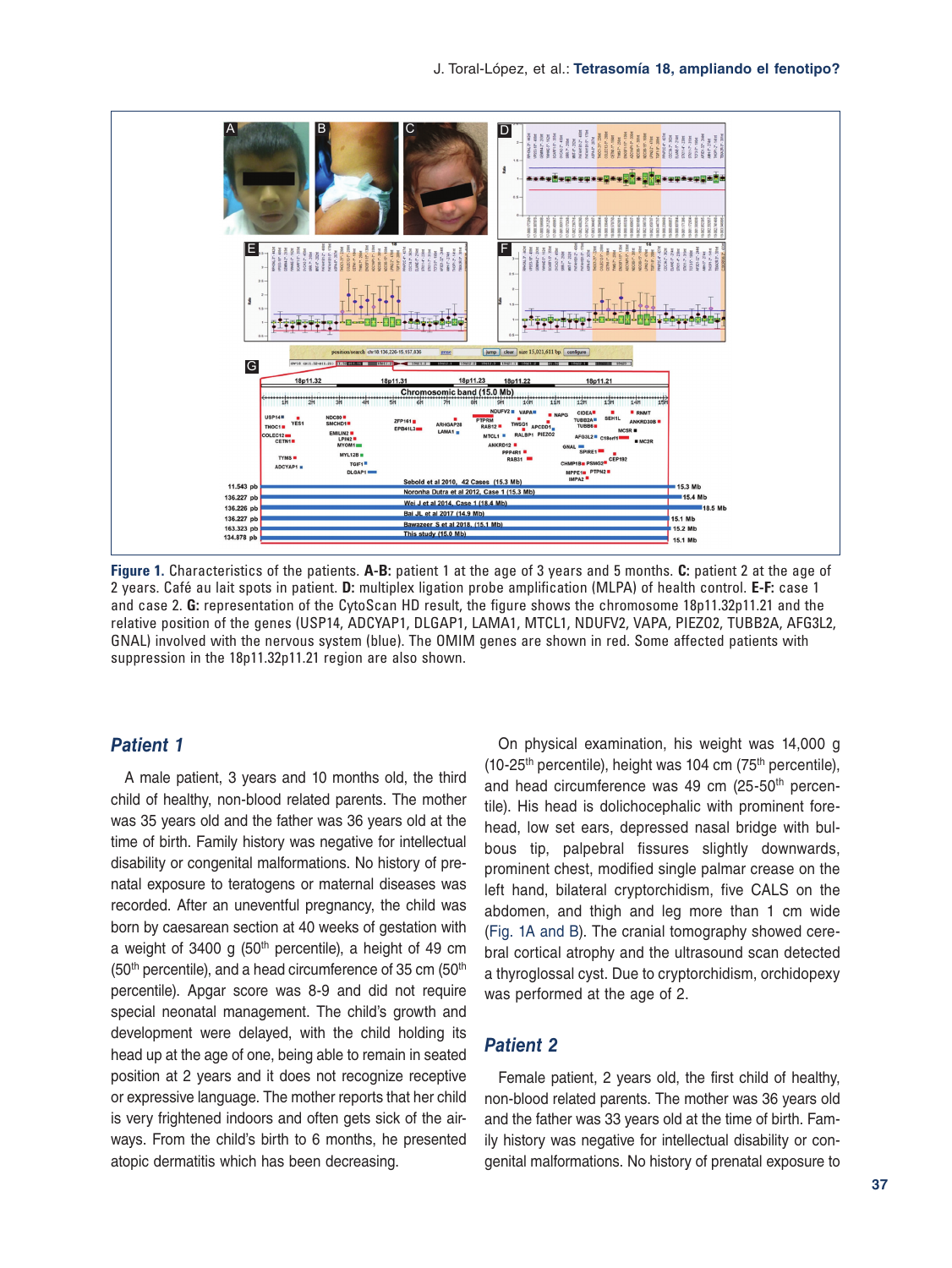**Figure 1.** Characteristics of the patients. **A-B:** patient 1 at the age of 3 years and 5 months. **C:** patient 2 at the age of 2 years. Café au lait spots in patient. **D:** multiplex ligation probe amplification (MLPA) of health control. **E-F:** case 1 and case 2. **G:** representation of the CytoScan HD result, the figure shows the chromosome 18p11.32p11.21 and the relative position of the genes (USP14, ADCYAP1, DLGAP1, LAMA1, MTCL1, NDUFV2, VAPA, PIEZO2, TUBB2A, AFG3L2, GNAL) involved with the nervous system (blue). The OMIM genes are shown in red. Some affected patients with suppression in the 18p11.32p11.21 region are also shown.

## *Patient 1*

A male patient, 3 years and 10 months old, the third child of healthy, non-blood related parents. The mother was 35 years old and the father was 36 years old at the time of birth. Family history was negative for intellectual disability or congenital malformations. No history of prenatal exposure to teratogens or maternal diseases was recorded. After an uneventful pregnancy, the child was born by caesarean section at 40 weeks of gestation with a weight of 3400 g (50th percentile), a height of 49 cm (50th percentile), and a head circumference of 35 cm (50th percentile). Apgar score was 8-9 and did not require special neonatal management. The child's growth and development were delayed, with the child holding its head up at the age of one, being able to remain in seated position at 2 years and it does not recognize receptive or expressive language. The mother reports that her child is very frightened indoors and often gets sick of the airways. From the child's birth to 6 months, he presented atopic dermatitis which has been decreasing.

On physical examination, his weight was 14,000 g (10-25th percentile), height was 104 cm (75th percentile), and head circumference was 49 cm (25-50th percentile). His head is dolichocephalic with prominent forehead, low set ears, depressed nasal bridge with bulbous tip, palpebral fissures slightly downwards, prominent chest, modified single palmar crease on the left hand, bilateral cryptorchidism, five CALS on the abdomen, and thigh and leg more than 1 cm wide (Fig. 1A and B). The cranial tomography showed cerebral cortical atrophy and the ultrasound scan detected a thyroglossal cyst. Due to cryptorchidism, orchidopexy was performed at the age of 2.

## *Patient 2*

Female patient, 2 years old, the first child of healthy, non-blood related parents. The mother was 36 years old and the father was 33 years old at the time of birth. Family history was negative for intellectual disability or congenital malformations. No history of prenatal exposure to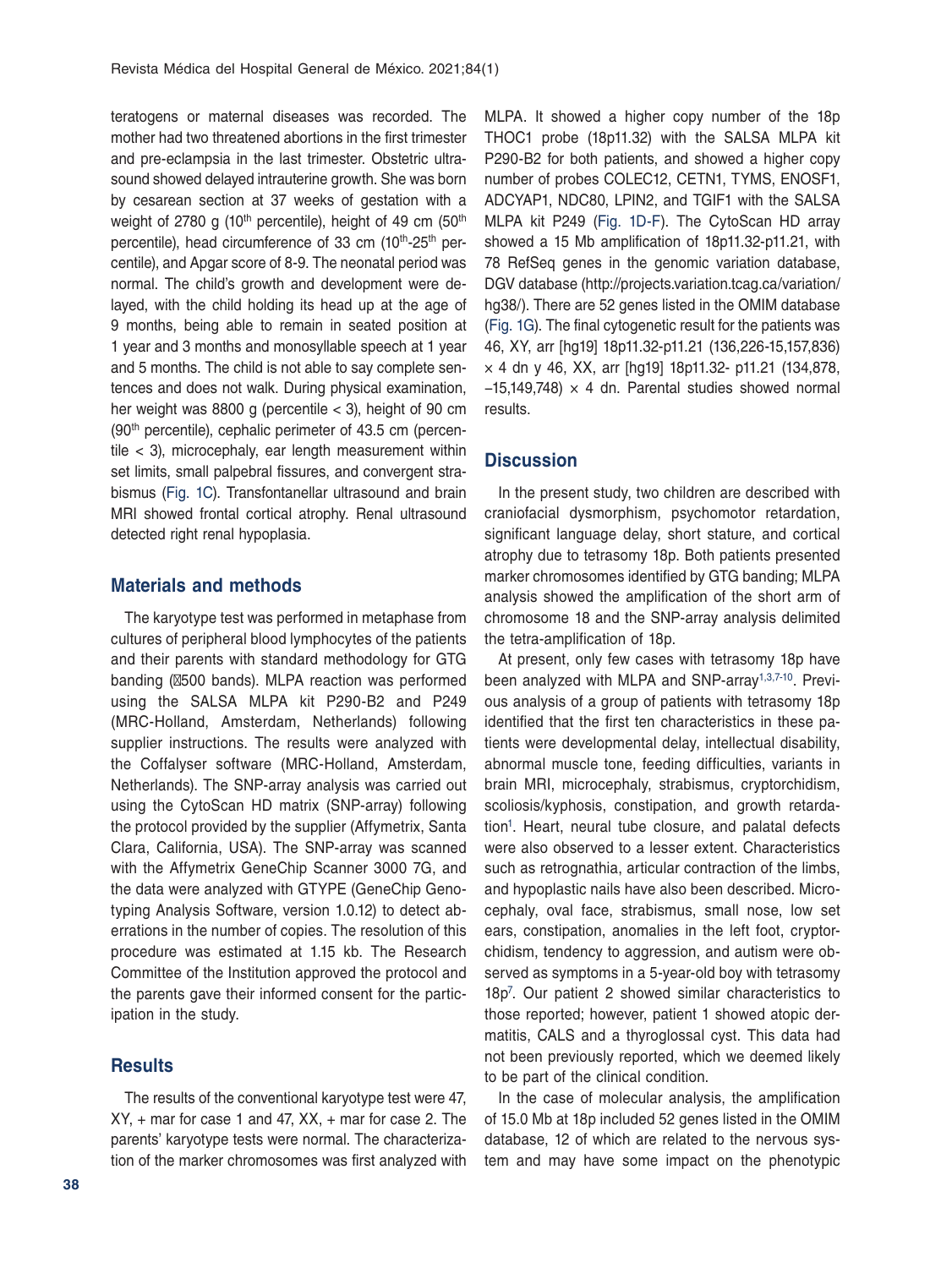teratogens or maternal diseases was recorded. The mother had two threatened abortions in the first trimester and pre-eclampsia in the last trimester. Obstetric ultrasound showed delayed intrauterine growth. She was born by cesarean section at 37 weeks of gestation with a weight of 2780 g (10th percentile), height of 49 cm (50th percentile), head circumference of 33 cm (10th-25th percentile), and Apgar score of 8-9. The neonatal period was normal. The child's growth and development were delayed, with the child holding its head up at the age of 9 months, being able to remain in seated position at 1 year and 3 months and monosyllable speech at 1 year and 5 months. The child is not able to say complete sentences and does not walk. During physical examination, her weight was 8800 g (percentile < 3), height of 90 cm (90th percentile), cephalic perimeter of 43.5 cm (percentile < 3), microcephaly, ear length measurement within set limits, small palpebral fissures, and convergent strabismus (Fig. 1C). Transfontanellar ultrasound and brain MRI showed frontal cortical atrophy. Renal ultrasound detected right renal hypoplasia.

## Materials and methods

The karyotype test was performed in metaphase from cultures of peripheral blood lymphocytes of the patients and their parents with standard methodology for GTG banding (≅500 bands). MLPA reaction was performed using the SALSA MLPA kit P290-B2 and P249 (MRC-Holland, Amsterdam, Netherlands) following supplier instructions. The results were analyzed with the Coffalyser software (MRC-Holland, Amsterdam, Netherlands). The SNP-array analysis was carried out using the CytoScan HD matrix (SNP-array) following the protocol provided by the supplier (Affymetrix, Santa Clara, California, USA). The SNP-array was scanned with the Affymetrix GeneChip Scanner 3000 7G, and the data were analyzed with GTYPE (GeneChip Genotyping Analysis Software, version 1.0.12) to detect aberrations in the number of copies. The resolution of this procedure was estimated at 1.15 kb. The Research Committee of the Institution approved the protocol and the parents gave their informed consent for the participation in the study.

## Results

The results of the conventional karyotype test were 47, XY, + mar for case 1 and 47, XX, + mar for case 2. The parents' karyotype tests were normal. The characterization of the marker chromosomes was first analyzed with MLPA. It showed a higher copy number of the 18p THOC1 probe (18p11.32) with the SALSA MLPA kit P290-B2 for both patients, and showed a higher copy number of probes COLEC12, CETN1, TYMS, ENOSF1, ADCYAP1, NDC80, LPIN2, and TGIF1 with the SALSA MLPA kit P249 (Fig. 1D-F). The CytoScan HD array showed a 15 Mb amplification of 18p11.32-p11.21, with 78 RefSeq genes in the genomic variation database, DGV database (http://projects.variation.tcag.ca/variation/hg38/). There are 52 genes listed in the OMIM database (Fig. 1G). The final cytogenetic result for the patients was 46, XY, arr [hg19] 18p11.32-p11.21 (136,226-15,157,836) × 4 dn y 46, XX, arr [hg19] 18p11.32- p11.21 (134,878, –15,149,748) × 4 dn. Parental studies showed normal results.

## Discussion

In the present study, two children are described with craniofacial dysmorphism, psychomotor retardation, significant language delay, short stature, and cortical atrophy due to tetrasomy 18p. Both patients presented marker chromosomes identified by GTG banding; MLPA analysis showed the amplification of the short arm of chromosome 18 and the SNP-array analysis delimited the tetra-amplification of 18p.

At present, only few cases with tetrasomy 18p have been analyzed with MLPA and SNP-array[1,3,7-10]. Previous analysis of a group of patients with tetrasomy 18p identified that the first ten characteristics in these patients were developmental delay, intellectual disability, abnormal muscle tone, feeding difficulties, variants in brain MRI, microcephaly, strabismus, cryptorchidism, scoliosis/kyphosis, constipation, and growth retardation[1]. Heart, neural tube closure, and palatal defects were also observed to a lesser extent. Characteristics such as retrognathia, articular contraction of the limbs, and hypoplastic nails have also been described. Microcephaly, oval face, strabismus, small nose, low set ears, constipation, anomalies in the left foot, cryptorchidism, tendency to aggression, and autism were observed as symptoms in a 5-year-old boy with tetrasomy 18p[7]. Our patient 2 showed similar characteristics to those reported; however, patient 1 showed atopic dermatitis, CALS and a thyroglossal cyst. This data had not been previously reported, which we deemed likely to be part of the clinical condition.

In the case of molecular analysis, the amplification of 15.0 Mb at 18p included 52 genes listed in the OMIM database, 12 of which are related to the nervous system and may have some impact on the phenotypic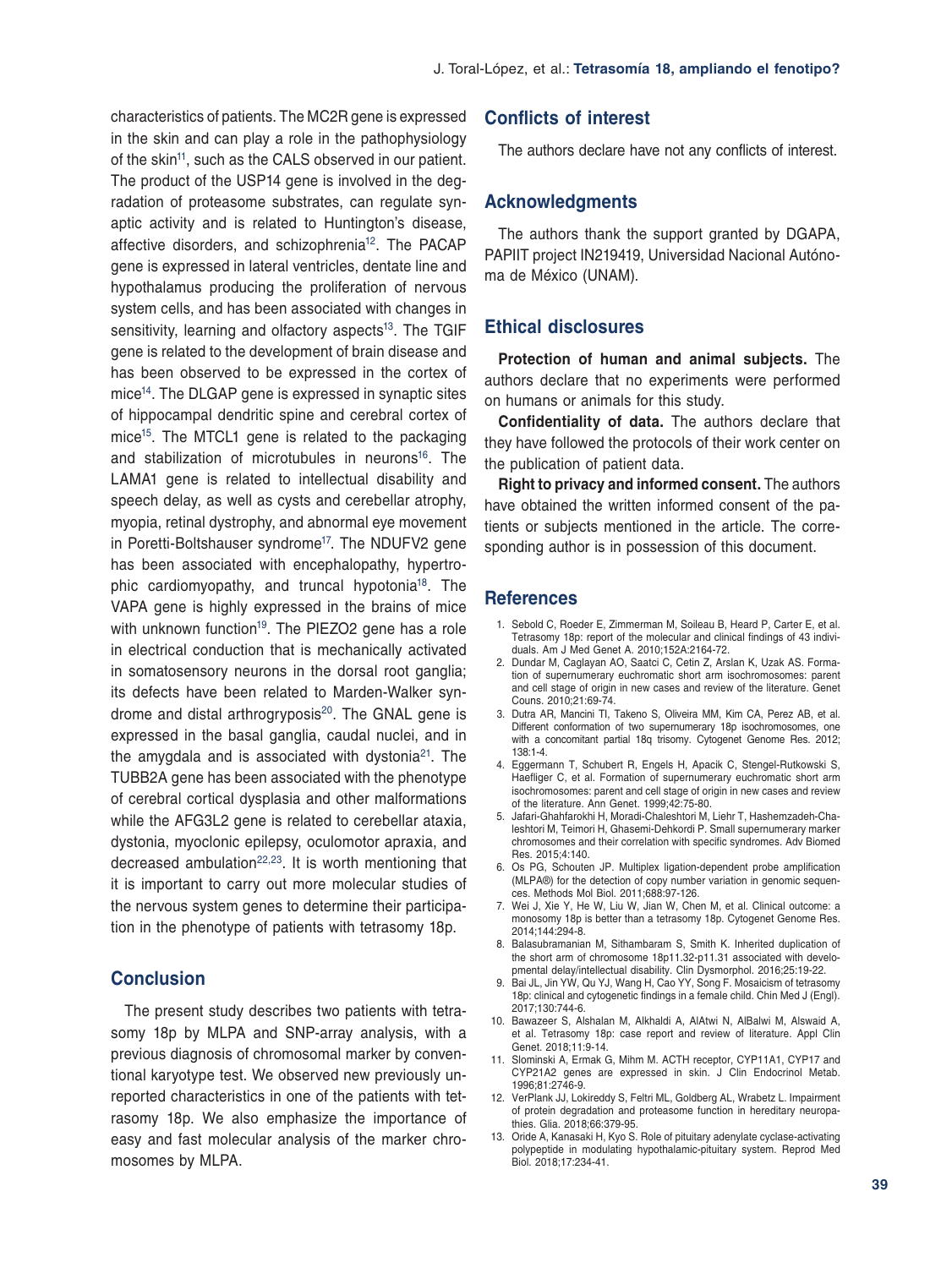characteristics of patients. The MC2R gene is expressed in the skin and can play a role in the pathophysiology of the skin[11], such as the CALS observed in our patient. The product of the USP14 gene is involved in the degradation of proteasome substrates, can regulate synaptic activity and is related to Huntington's disease, affective disorders, and schizophrenia[12]. The PACAP gene is expressed in lateral ventricles, dentate line and hypothalamus producing the proliferation of nervous system cells, and has been associated with changes in sensitivity, learning and olfactory aspects[13]. The TGIF gene is related to the development of brain disease and has been observed to be expressed in the cortex of mice[14]. The DLGAP gene is expressed in synaptic sites of hippocampal dendritic spine and cerebral cortex of mice[15]. The MTCL1 gene is related to the packaging and stabilization of microtubules in neurons[16]. The LAMA1 gene is related to intellectual disability and speech delay, as well as cysts and cerebellar atrophy, myopia, retinal dystrophy, and abnormal eye movement in Poretti-Boltshauser syndrome[17]. The NDUFV2 gene has been associated with encephalopathy, hypertrophic cardiomyopathy, and truncal hypotonia[18]. The VAPA gene is highly expressed in the brains of mice with unknown function[19]. The PIEZO2 gene has a role in electrical conduction that is mechanically activated in somatosensory neurons in the dorsal root ganglia; its defects have been related to Marden-Walker syndrome and distal arthrogryposis[20]. The GNAL gene is expressed in the basal ganglia, caudal nuclei, and in the amygdala and is associated with dystonia[21]. The TUBB2A gene has been associated with the phenotype of cerebral cortical dysplasia and other malformations while the AFG3L2 gene is related to cerebellar ataxia, dystonia, myoclonic epilepsy, oculomotor apraxia, and decreased ambulation[22,23]. It is worth mentioning that it is important to carry out more molecular studies of the nervous system genes to determine their participation in the phenotype of patients with tetrasomy 18p.

## Conclusion

The present study describes two patients with tetrasomy 18p by MLPA and SNP-array analysis, with a previous diagnosis of chromosomal marker by conventional karyotype test. We observed new previously unreported characteristics in one of the patients with tetrasomy 18p. We also emphasize the importance of easy and fast molecular analysis of the marker chromosomes by MLPA.

## Conflicts of interest

The authors declare have not any conflicts of interest.

## Acknowledgments

The authors thank the support granted by DGAPA, PAPIIT project IN219419, Universidad Nacional Autónoma de México (UNAM).

## Ethical disclosures

**Protection of human and animal subjects.** The authors declare that no experiments were performed on humans or animals for this study.

**Confidentiality of data.** The authors declare that they have followed the protocols of their work center on the publication of patient data.

**Right to privacy and informed consent.** The authors have obtained the written informed consent of the patients or subjects mentioned in the article. The corresponding author is in possession of this document.

## References

1. Sebold C, Roeder E, Zimmerman M, Soileau B, Heard P, Carter E, et al. Tetrasomy 18p: report of the molecular and clinical findings of 43 individuals. Am J Med Genet A. 2010;152A:2164-72.
2. Dundar M, Caglayan AO, Saatci C, Cetin Z, Arslan K, Uzak AS. Formation of supernumerary euchromatic short arm isochromosomes: parent and cell stage of origin in new cases and review of the literature. Genet Couns. 2010;21:69-74.
3. Dutra AR, Mancini TI, Takeno S, Oliveira MM, Kim CA, Perez AB, et al. Different conformation of two supernumerary 18p isochromosomes, one with a concomitant partial 18q trisomy. Cytogenet Genome Res. 2012;138:1-4.
4. Eggermann T, Schubert R, Engels H, Apacik C, Stengel-Rutkowski S, Haefliger C, et al. Formation of supernumerary euchromatic short arm isochromosomes: parent and cell stage of origin in new cases and review of the literature. Ann Genet. 1999;42:75-80.
5. Jafari-Ghahfarokhi H, Moradi-Chaleshtori M, Liehr T, Hashemzadeh-Chaleshtori M, Teimori H, Ghasemi-Dehkordi P. Small supernumerary marker chromosomes and their correlation with specific syndromes. Adv Biomed Res. 2015;4:140.
6. Os PG, Schouten JP. Multiplex ligation-dependent probe amplification (MLPA®) for the detection of copy number variation in genomic sequences. Methods Mol Biol. 2011;688:97-126.
7. Wei J, Xie Y, He W, Liu W, Jian W, Chen M, et al. Clinical outcome: a monosomy 18p is better than a tetrasomy 18p. Cytogenet Genome Res. 2014;144:294-8.
8. Balasubramanian M, Sithambaram S, Smith K. Inherited duplication of the short arm of chromosome 18p11.32-p11.31 associated with developmental delay/intellectual disability. Clin Dysmorphol. 2016;25:19-22.
9. Bai JL, Jin YW, Qu YJ, Wang H, Cao YY, Song F. Mosaicism of tetrasomy 18p: clinical and cytogenetic findings in a female child. Chin Med J (Engl). 2017;130:744-6.
10. Bawazeer S, Alshalan M, Alkhaldi A, AlAtwi N, AlBalwi M, Alswaid A, et al. Tetrasomy 18p: case report and review of literature. Appl Clin Genet. 2018;11:9-14.
11. Slominski A, Ermak G, Mihm M. ACTH receptor, CYP11A1, CYP17 and CYP21A2 genes are expressed in skin. J Clin Endocrinol Metab. 1996;81:2746-9.
12. VerPlank JJ, Lokireddy S, Feltri ML, Goldberg AL, Wrabetz L. Impairment of protein degradation and proteasome function in hereditary neuropathies. Glia. 2018;66:379-95.
13. Oride A, Kanasaki H, Kyo S. Role of pituitary adenylate cyclase-activating polypeptide in modulating hypothalamic-pituitary system. Reprod Med Biol. 2018;17:234-41.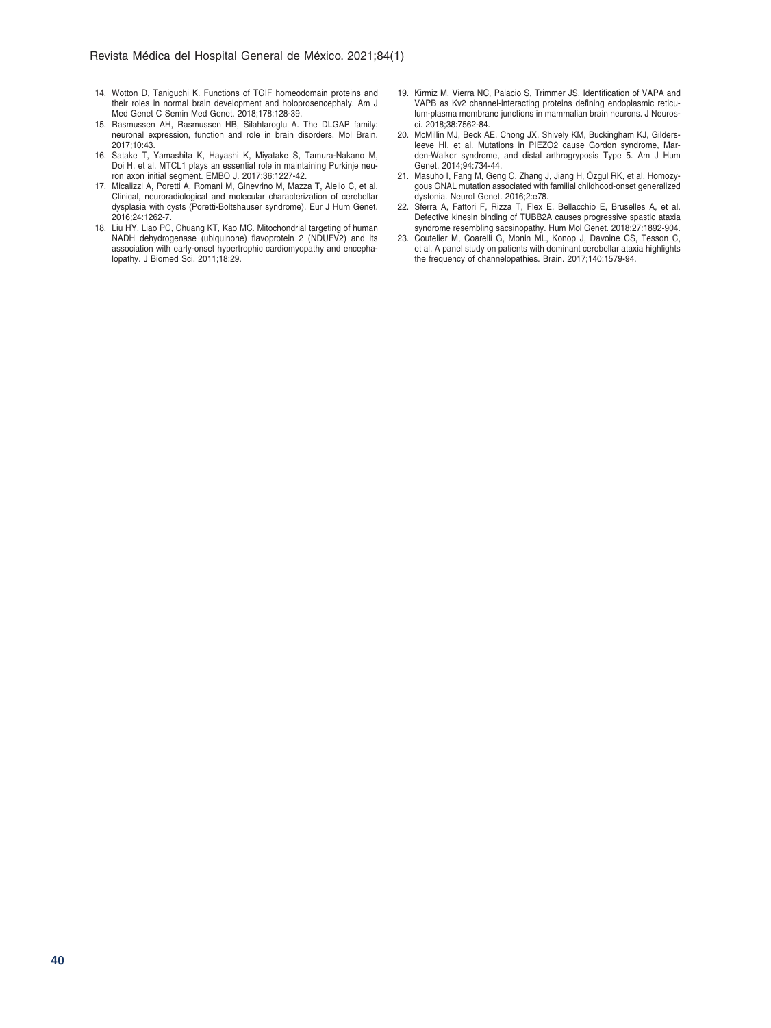14. Wotton D, Taniguchi K. Functions of TGIF homeodomain proteins and their roles in normal brain development and holoprosencephaly. Am J Med Genet C Semin Med Genet. 2018;178:128-39.
15. Rasmussen AH, Rasmussen HB, Silahtaroglu A. The DLGAP family: neuronal expression, function and role in brain disorders. Mol Brain. 2017;10:43.
16. Satake T, Yamashita K, Hayashi K, Miyatake S, Tamura-Nakano M, Doi H, et al. MTCL1 plays an essential role in maintaining Purkinje neuron axon initial segment. EMBO J. 2017;36:1227-42.
17. Micalizzi A, Poretti A, Romani M, Ginevrino M, Mazza T, Aiello C, et al. Clinical, neuroradiological and molecular characterization of cerebellar dysplasia with cysts (Poretti-Boltshauser syndrome). Eur J Hum Genet. 2016;24:1262-7.
18. Liu HY, Liao PC, Chuang KT, Kao MC. Mitochondrial targeting of human NADH dehydrogenase (ubiquinone) flavoprotein 2 (NDUFV2) and its association with early-onset hypertrophic cardiomyopathy and encephalopathy. J Biomed Sci. 2011;18:29.
19. Kirmiz M, Vierra NC, Palacio S, Trimmer JS. Identification of VAPA and VAPB as Kv2 channel-interacting proteins defining endoplasmic reticulum-plasma membrane junctions in mammalian brain neurons. J Neurosci. 2018;38:7562-84.
20. McMillin MJ, Beck AE, Chong JX, Shively KM, Buckingham KJ, Gildersleeve HI, et al. Mutations in PIEZO2 cause Gordon syndrome, Marden-Walker syndrome, and distal arthrogryposis Type 5. Am J Hum Genet. 2014;94:734-44.
21. Masuho I, Fang M, Geng C, Zhang J, Jiang H, Özgul RK, et al. Homozygous GNAL mutation associated with familial childhood-onset generalized dystonia. Neurol Genet. 2016;2:e78.
22. Sferra A, Fattori F, Rizza T, Flex E, Bellacchio E, Bruselles A, et al. Defective kinesin binding of TUBB2A causes progressive spastic ataxia syndrome resembling sacsinopathy. Hum Mol Genet. 2018;27:1892-904.
23. Coutelier M, Coarelli G, Monin ML, Konop J, Davoine CS, Tesson C, et al. A panel study on patients with dominant cerebellar ataxia highlights the frequency of channelopathies. Brain. 2017;140:1579-94.